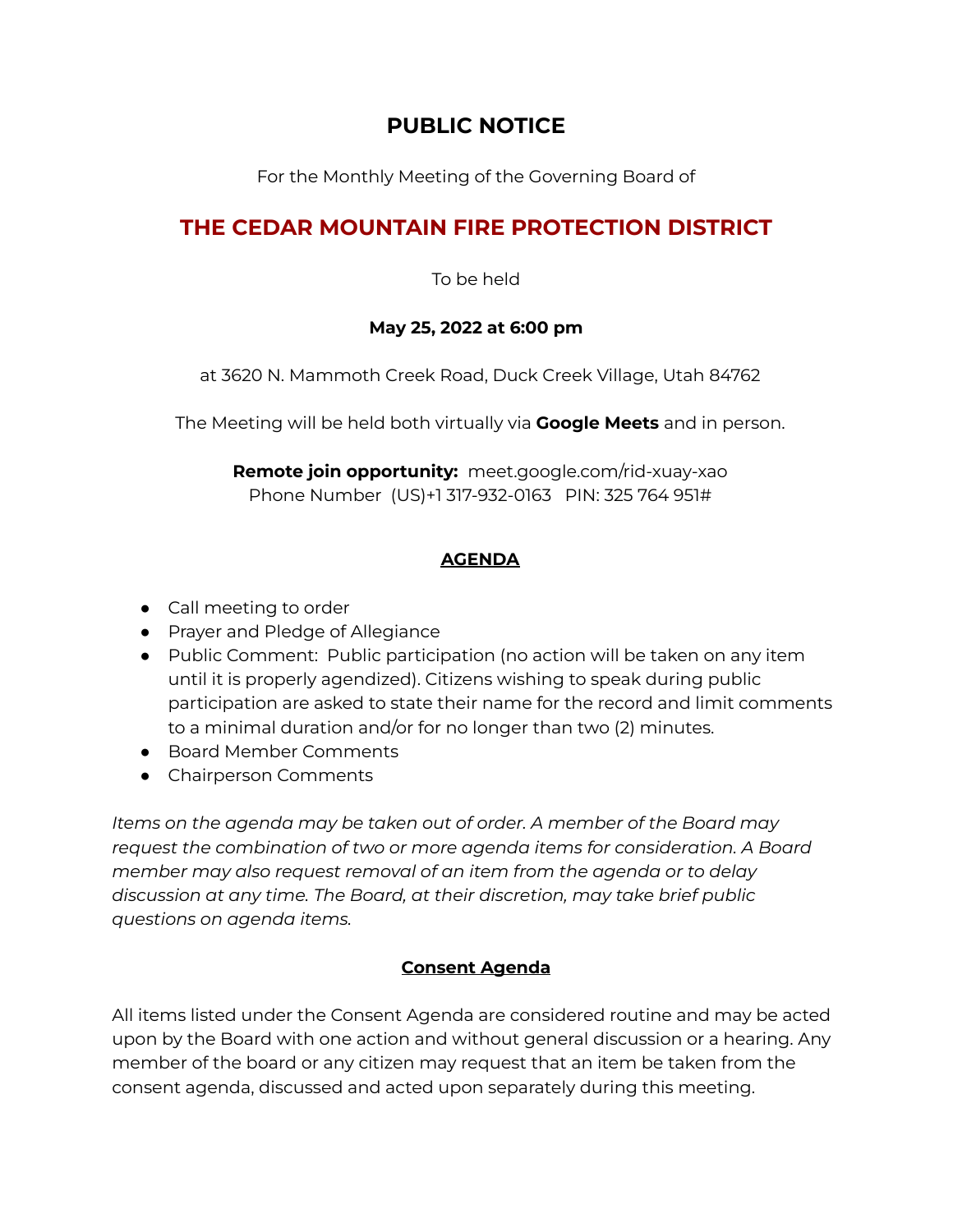# PUBLIC NOTICE

For the Monthly Meeting of the Governing Board of

## THE CEDAR MOUNTAIN FIRE PROTECTION DISTRICT

To be held

**May 25, 2022 at 6:00 pm**

at 3620 N. Mammoth Creek Road, Duck Creek Village, Utah 84762

The Meeting will be held both virtually via **Google Meets** and in person.

**Remote join opportunity:** meet.google.com/rid-xuay-xao
Phone Number (US)+1 317-932-0163 PIN: 325 764 951#

## AGENDA

- Call meeting to order
- Prayer and Pledge of Allegiance
- Public Comment: Public participation (no action will be taken on any item until it is properly agendized). Citizens wishing to speak during public participation are asked to state their name for the record and limit comments to a minimal duration and/or for no longer than two (2) minutes.
- Board Member Comments
- Chairperson Comments

*Items on the agenda may be taken out of order. A member of the Board may request the combination of two or more agenda items for consideration. A Board member may also request removal of an item from the agenda or to delay discussion at any time. The Board, at their discretion, may take brief public questions on agenda items.*

## Consent Agenda

All items listed under the Consent Agenda are considered routine and may be acted upon by the Board with one action and without general discussion or a hearing. Any member of the board or any citizen may request that an item be taken from the consent agenda, discussed and acted upon separately during this meeting.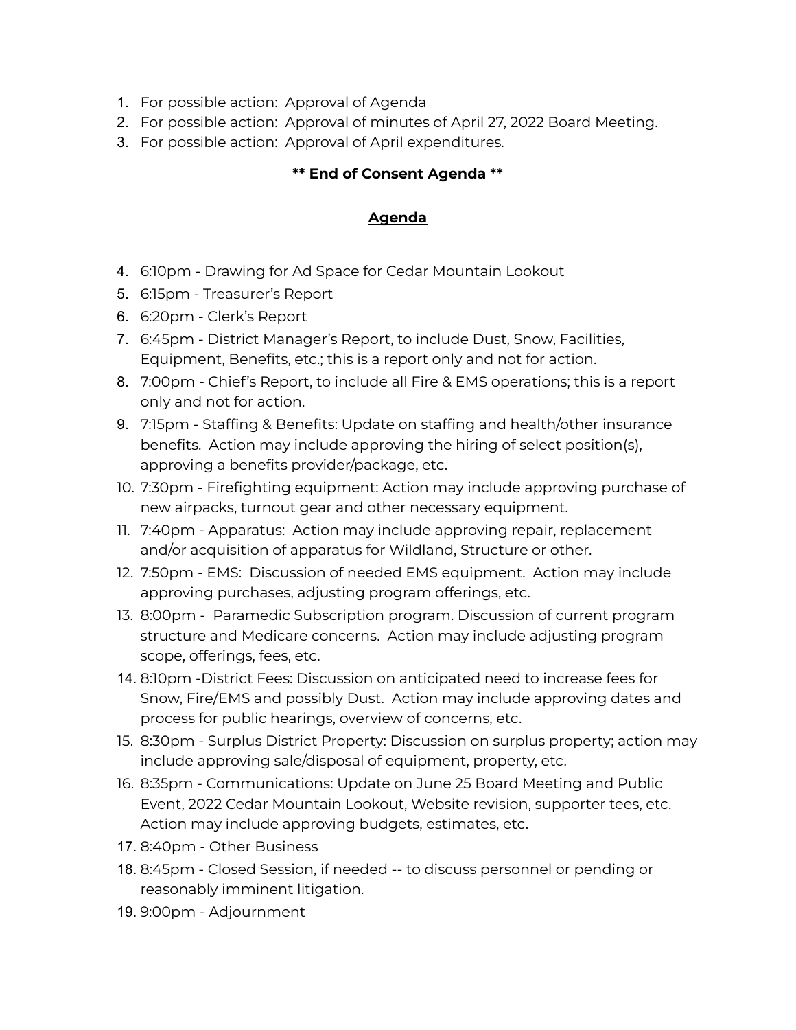1. For possible action: Approval of Agenda
2. For possible action: Approval of minutes of April 27, 2022 Board Meeting.
3. For possible action: Approval of April expenditures.

**** End of Consent Agenda ****

## <u>Agenda</u>

4. 6:10pm - Drawing for Ad Space for Cedar Mountain Lookout
5. 6:15pm - Treasurer's Report
6. 6:20pm - Clerk's Report
7. 6:45pm - District Manager's Report, to include Dust, Snow, Facilities, Equipment, Benefits, etc.; this is a report only and not for action.
8. 7:00pm - Chief's Report, to include all Fire & EMS operations; this is a report only and not for action.
9. 7:15pm - Staffing & Benefits: Update on staffing and health/other insurance benefits. Action may include approving the hiring of select position(s), approving a benefits provider/package, etc.
10. 7:30pm - Firefighting equipment: Action may include approving purchase of new airpacks, turnout gear and other necessary equipment.
11. 7:40pm - Apparatus: Action may include approving repair, replacement and/or acquisition of apparatus for Wildland, Structure or other.
12. 7:50pm - EMS: Discussion of needed EMS equipment. Action may include approving purchases, adjusting program offerings, etc.
13. 8:00pm - Paramedic Subscription program. Discussion of current program structure and Medicare concerns. Action may include adjusting program scope, offerings, fees, etc.
14. 8:10pm -District Fees: Discussion on anticipated need to increase fees for Snow, Fire/EMS and possibly Dust. Action may include approving dates and process for public hearings, overview of concerns, etc.
15. 8:30pm - Surplus District Property: Discussion on surplus property; action may include approving sale/disposal of equipment, property, etc.
16. 8:35pm - Communications: Update on June 25 Board Meeting and Public Event, 2022 Cedar Mountain Lookout, Website revision, supporter tees, etc. Action may include approving budgets, estimates, etc.
17. 8:40pm - Other Business
18. 8:45pm - Closed Session, if needed -- to discuss personnel or pending or reasonably imminent litigation.
19. 9:00pm - Adjournment